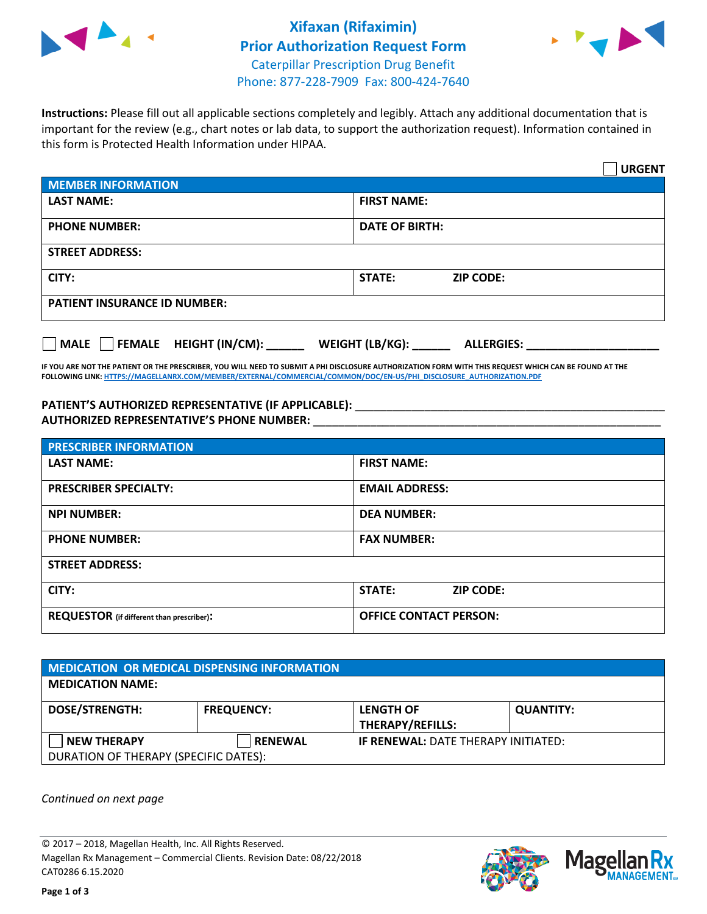# Xifaxan (Rifaximin)
## Prior Authorization Request Form
Caterpillar Prescription Drug Benefit
Phone: 877-228-7909 Fax: 800-424-7640

**Instructions:** Please fill out all applicable sections completely and legibly. Attach any additional documentation that is important for the review (e.g., chart notes or lab data, to support the authorization request). Information contained in this form is Protected Health Information under HIPAA.

☐ **URGENT**

| **MEMBER INFORMATION** | |
|---|---|
| **LAST NAME:** | **FIRST NAME:** |
| **PHONE NUMBER:** | **DATE OF BIRTH:** |
| **STREET ADDRESS:** | |
| **CITY:** | **STATE:** **ZIP CODE:** |
| **PATIENT INSURANCE ID NUMBER:** | |

☐ **MALE** ☐ **FEMALE** **HEIGHT (IN/CM):** ______ **WEIGHT (LB/KG):** ______ **ALLERGIES:** ____________________

**IF YOU ARE NOT THE PATIENT OR THE PRESCRIBER, YOU WILL NEED TO SUBMIT A PHI DISCLOSURE AUTHORIZATION FORM WITH THIS REQUEST WHICH CAN BE FOUND AT THE FOLLOWING LINK: HTTPS://MAGELLANRX.COM/MEMBER/EXTERNAL/COMMERCIAL/COMMON/DOC/EN-US/PHI_DISCLOSURE_AUTHORIZATION.PDF**

**PATIENT'S AUTHORIZED REPRESENTATIVE (IF APPLICABLE):** ____________________________________________
**AUTHORIZED REPRESENTATIVE'S PHONE NUMBER:** ____________________________________________

| **PRESCRIBER INFORMATION** | |
|---|---|
| **LAST NAME:** | **FIRST NAME:** |
| **PRESCRIBER SPECIALTY:** | **EMAIL ADDRESS:** |
| **NPI NUMBER:** | **DEA NUMBER:** |
| **PHONE NUMBER:** | **FAX NUMBER:** |
| **STREET ADDRESS:** | |
| **CITY:** | **STATE:** **ZIP CODE:** |
| **REQUESTOR** (if different than prescriber)**:** | **OFFICE CONTACT PERSON:** |

| **MEDICATION OR MEDICAL DISPENSING INFORMATION** | | | |
|---|---|---|---|
| **MEDICATION NAME:** | | | |
| **DOSE/STRENGTH:** | **FREQUENCY:** | **LENGTH OF THERAPY/REFILLS:** | **QUANTITY:** |
| ☐ **NEW THERAPY** | ☐ **RENEWAL** | **IF RENEWAL:** DATE THERAPY INITIATED: | |
| DURATION OF THERAPY (SPECIFIC DATES): | | | |

*Continued on next page*

© 2017 – 2018, Magellan Health, Inc. All Rights Reserved.
Magellan Rx Management – Commercial Clients. Revision Date: 08/22/2018
CAT0286 6.15.2020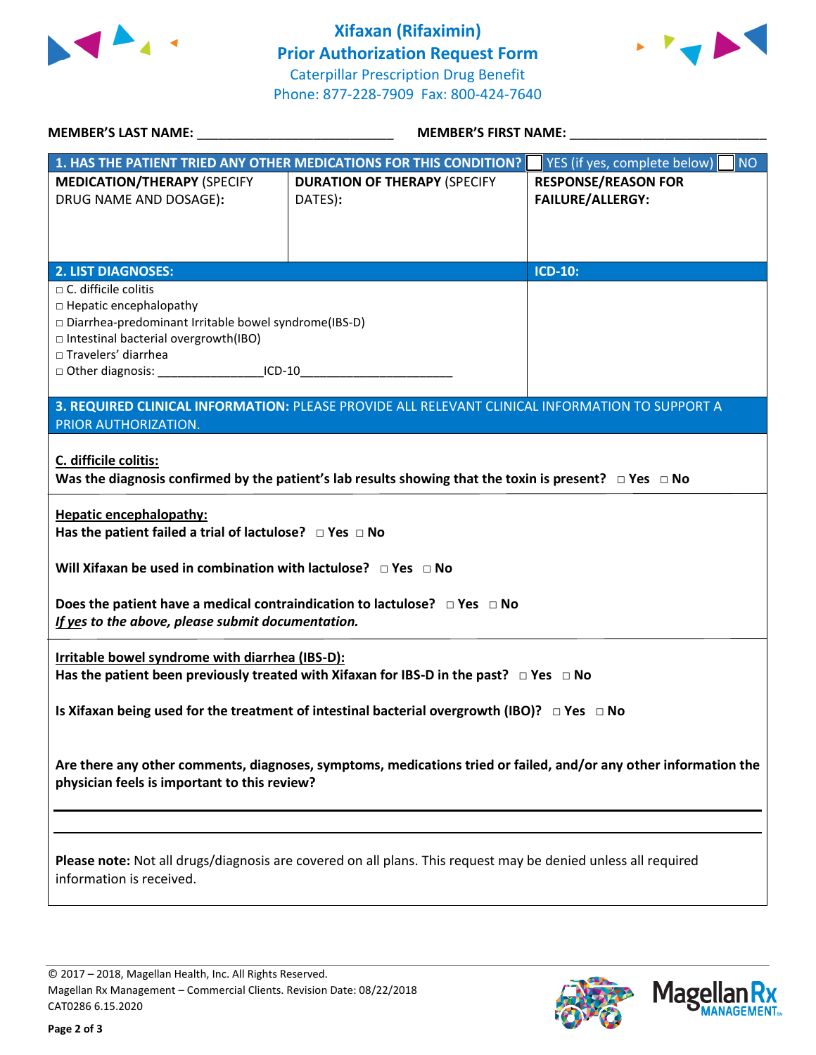# Xifaxan (Rifaximin) Prior Authorization Request Form

Caterpillar Prescription Drug Benefit
Phone: 877-228-7909 Fax: 800-424-7640

**MEMBER'S LAST NAME:** ___________________________ **MEMBER'S FIRST NAME:** ___________________________

| **1. HAS THE PATIENT TRIED ANY OTHER MEDICATIONS FOR THIS CONDITION?** | | ☐ YES (if yes, complete below) ☐ NO |
|---|---|---|
| **MEDICATION/THERAPY** (SPECIFY DRUG NAME AND DOSAGE): | **DURATION OF THERAPY** (SPECIFY DATES): | **RESPONSE/REASON FOR FAILURE/ALLERGY:** |
| | | |

| **2. LIST DIAGNOSES:** | **ICD-10:** |
|---|---|
| □ C. difficile colitis<br>□ Hepatic encephalopathy<br>□ Diarrhea-predominant Irritable bowel syndrome(IBS-D)<br>□ Intestinal bacterial overgrowth(IBO)<br>□ Travelers' diarrhea<br>□ Other diagnosis: _______________ICD-10______________________ | |

**3. REQUIRED CLINICAL INFORMATION:** PLEASE PROVIDE ALL RELEVANT CLINICAL INFORMATION TO SUPPORT A PRIOR AUTHORIZATION.

**C. difficile colitis:**

**Was the diagnosis confirmed by the patient's lab results showing that the toxin is present? □ Yes □ No**

**Hepatic encephalopathy:**

**Has the patient failed a trial of lactulose? □ Yes □ No**

**Will Xifaxan be used in combination with lactulose? □ Yes □ No**

**Does the patient have a medical contraindication to lactulose? □ Yes □ No**
***If yes to the above, please submit documentation.***

**Irritable bowel syndrome with diarrhea (IBS-D):**

**Has the patient been previously treated with Xifaxan for IBS-D in the past? □ Yes □ No**

**Is Xifaxan being used for the treatment of intestinal bacterial overgrowth (IBO)? □ Yes □ No**

**Are there any other comments, diagnoses, symptoms, medications tried or failed, and/or any other information the physician feels is important to this review?**

_______________________________________________________________________________

_______________________________________________________________________________

**Please note:** Not all drugs/diagnosis are covered on all plans. This request may be denied unless all required information is received.

© 2017 – 2018, Magellan Health, Inc. All Rights Reserved.
Magellan Rx Management – Commercial Clients. Revision Date: 08/22/2018
CAT0286 6.15.2020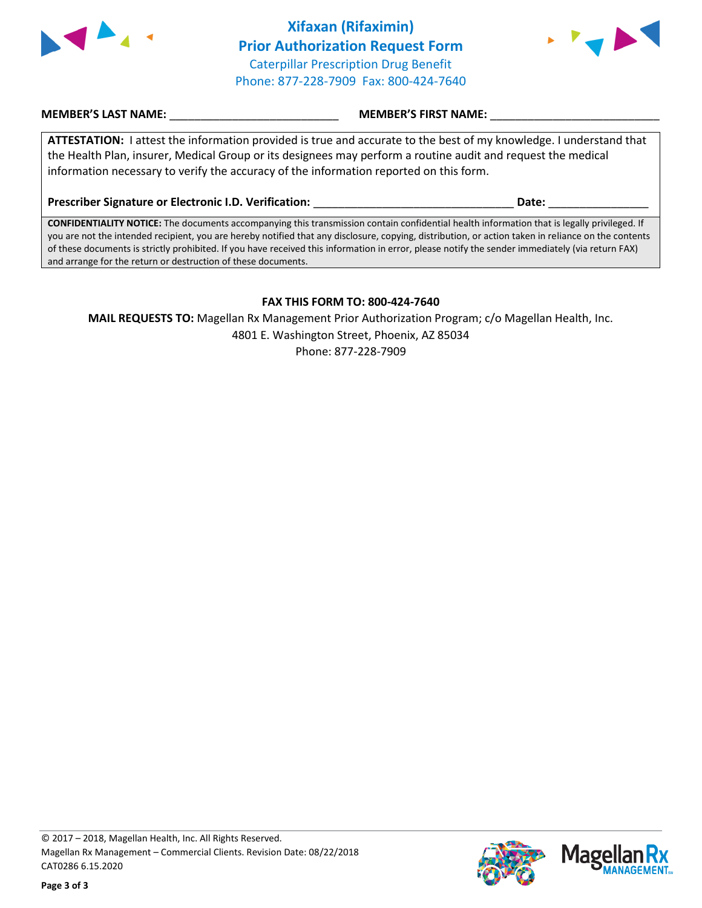# Xifaxan (Rifaximin)
## Prior Authorization Request Form

Caterpillar Prescription Drug Benefit
Phone: 877-228-7909  Fax: 800-424-7640

**MEMBER'S LAST NAME:** ___________________________ **MEMBER'S FIRST NAME:** ___________________________

**ATTESTATION:** I attest the information provided is true and accurate to the best of my knowledge. I understand that the Health Plan, insurer, Medical Group or its designees may perform a routine audit and request the medical information necessary to verify the accuracy of the information reported on this form.

**Prescriber Signature or Electronic I.D. Verification:** ________________________________ **Date:** ________________

**CONFIDENTIALITY NOTICE:** The documents accompanying this transmission contain confidential health information that is legally privileged. If you are not the intended recipient, you are hereby notified that any disclosure, copying, distribution, or action taken in reliance on the contents of these documents is strictly prohibited. If you have received this information in error, please notify the sender immediately (via return FAX) and arrange for the return or destruction of these documents.

**FAX THIS FORM TO: 800-424-7640**

**MAIL REQUESTS TO:** Magellan Rx Management Prior Authorization Program; c/o Magellan Health, Inc.
4801 E. Washington Street, Phoenix, AZ 85034
Phone: 877-228-7909

© 2017 – 2018, Magellan Health, Inc. All Rights Reserved.
Magellan Rx Management – Commercial Clients. Revision Date: 08/22/2018
CAT0286 6.15.2020